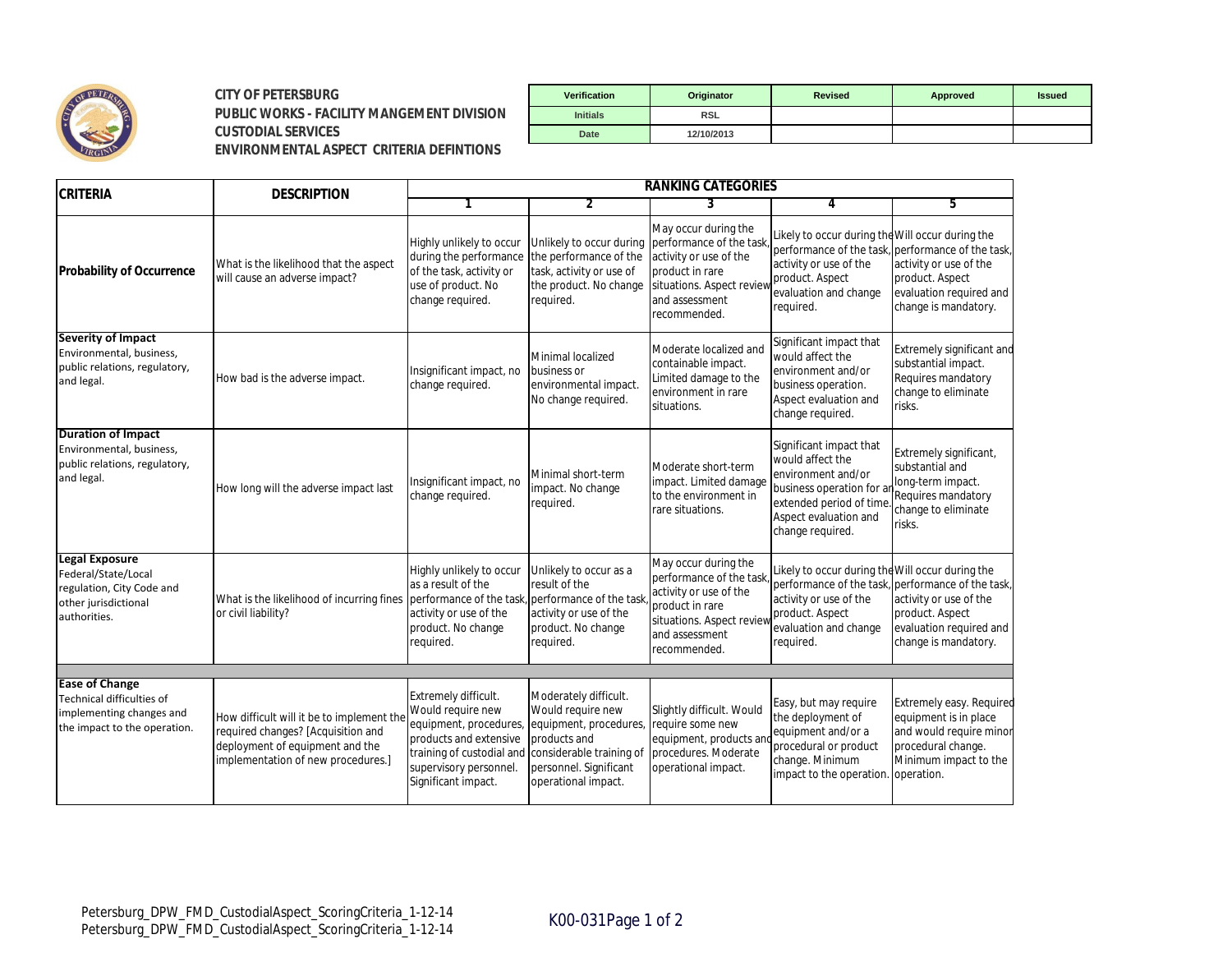**CITY OF PETERSBURG**
**PUBLIC WORKS - FACILITY MANGEMENT DIVISION**
**CUSTODIAL SERVICES**
**ENVIRONMENTAL ASPECT CRITERIA DEFINTIONS**

| Verification | Originator | Revised | Approved | Issued |
|---|---|---|---|---|
| Initials | RSL | | | |
| Date | 12/10/2013 | | | |

| CRITERIA | DESCRIPTION | RANKING CATEGORIES | | | | |
|---|---|---|---|---|---|---|
| | | 1 | 2 | 3 | 4 | 5 |
| **Probability of Occurrence** | What is the likelihood that the aspect will cause an adverse impact? | Highly unlikely to occur during the performance of the task, activity or use of product. No change required. | Unlikely to occur during the performance of the task, activity or use of the product. No change required. | May occur during the performance of the task, activity or use of the product in rare situations. Aspect review and assessment recommended. | Likely to occur during the performance of the task, activity or use of the product. Aspect evaluation and change required. | Will occur during the performance of the task, activity or use of the product. Aspect evaluation required and change is mandatory. |
| **Severity of Impact** Environmental, business, public relations, regulatory, and legal. | How bad is the adverse impact. | Insignificant impact, no change required. | Minimal localized business or environmental impact. No change required. | Moderate localized and containable impact. Limited damage to the environment in rare situations. | Significant impact that would affect the environment and/or business operation. Aspect evaluation and change required. | Extremely significant and substantial impact. Requires mandatory change to eliminate risks. |
| **Duration of Impact** Environmental, business, public relations, regulatory, and legal. | How long will the adverse impact last | Insignificant impact, no change required. | Minimal short-term impact. No change required. | Moderate short-term impact. Limited damage to the environment in rare situations. | Significant impact that would affect the environment and/or business operation for an extended period of time. Aspect evaluation and change required. | Extremely significant, substantial and long-term impact. Requires mandatory change to eliminate risks. |
| **Legal Exposure** Federal/State/Local regulation, City Code and other jurisdictional authorities. | What is the likelihood of incurring fines or civil liability? | Highly unlikely to occur as a result of the performance of the task, activity or use of the product. No change required. | Unlikely to occur as a result of the performance of the task, activity or use of the product. No change required. | May occur during the performance of the task, activity or use of the product in rare situations. Aspect review and assessment recommended. | Likely to occur during the performance of the task, activity or use of the product. Aspect evaluation and change required. | Will occur during the performance of the task, activity or use of the product. Aspect evaluation required and change is mandatory. |
| | | | | | | |
| **Ease of Change** Technical difficulties of implementing changes and the impact to the operation. | How difficult will it be to implement the required changes? [Acquisition and deployment of equipment and the implementation of new procedures.] | Extremely difficult. Would require new equipment, procedures, products and extensive training of custodial and supervisory personnel. Significant impact. | Moderately difficult. Would require new equipment, procedures, products and considerable training of personnel. Significant operational impact. | Slightly difficult. Would require some new equipment, products and procedures. Moderate operational impact. | Easy, but may require the deployment of equipment and/or a procedural or product change. Minimum impact to the operation. | Extremely easy. Required equipment is in place and would require minor procedural change. Minimum impact to the operation. |

Petersburg_DPW_FMD_CustodialAspect_ScoringCriteria_1-12-14
Petersburg_DPW_FMD_CustodialAspect_ScoringCriteria_1-12-14

K00-031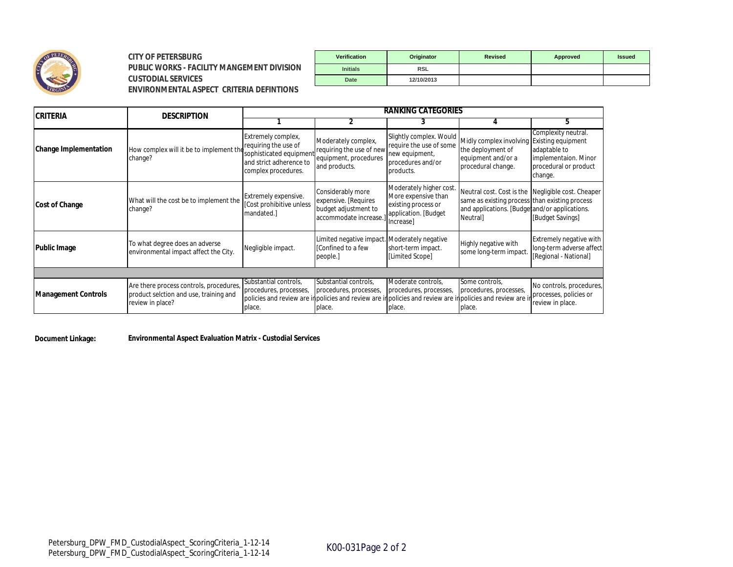**CITY OF PETERSBURG**
**PUBLIC WORKS - FACILITY MANGEMENT DIVISION**
**CUSTODIAL SERVICES**
**ENVIRONMENTAL ASPECT CRITERIA DEFINTIONS**

| Verification | Originator | Revised | Approved | Issued |
|---|---|---|---|---|
| Initials | RSL | | | |
| Date | 12/10/2013 | | | |

| CRITERIA | DESCRIPTION | RANKING CATEGORIES | | | | |
|---|---|---|---|---|---|---|
| | | 1 | 2 | 3 | 4 | 5 |
| **Change Implementation** | How complex will it be to implement the change? | Extremely complex, requiring the use of sophisticated equipment and strict adherence to complex procedures. | Moderately complex, requiring the use of new equipment, procedures and products. | Slightly complex. Would require the use of some new equipment, procedures and/or products. | Midly complex involving the deployment of equipment and/or a procedural change. | Complexity neutral. Existing equipment adaptable to implementaion. Minor procedural or product change. |
| **Cost of Change** | What will the cost be to implement the change? | Extremely expensive. [Cost prohibitive unless mandated.] | Considerably more expensive. [Requires budget adjustment to accommodate increase.] | Moderately higher cost. More expensive than existing process or application. [Budget Increase] | Neutral cost. Cost is the same as existing process and applications. [Budget Neutral] | Negligible cost. Cheaper than existing process and/or applications. [Budget Savings] |
| **Public Image** | To what degree does an adverse environmental impact affect the City. | Negligible impact. | Limited negative impact. [Confined to a few people.] | Moderately negative short-term impact. [Limited Scope] | Highly negative with some long-term impact. | Extremely negative with long-term adverse affect. [Regional - National] |
| | | | | | | |
| **Management Controls** | Are there process controls, procedures, product selction and use, training and review in place? | Substantial controls, procedures, processes, policies and review are in place. | Substantial controls, procedures, processes, policies and review are in place. | Moderate controls, procedures, processes, policies and review are in place. | Some controls, procedures, processes, policies and review are in place. | No controls, procedures, processes, policies or review in place. |

**Document Linkage:** **Environmental Aspect Evaluation Matrix - Custodial Services**

Petersburg_DPW_FMD_CustodialAspect_ScoringCriteria_1-12-14
Petersburg_DPW_FMD_CustodialAspect_ScoringCriteria_1-12-14

K00-031